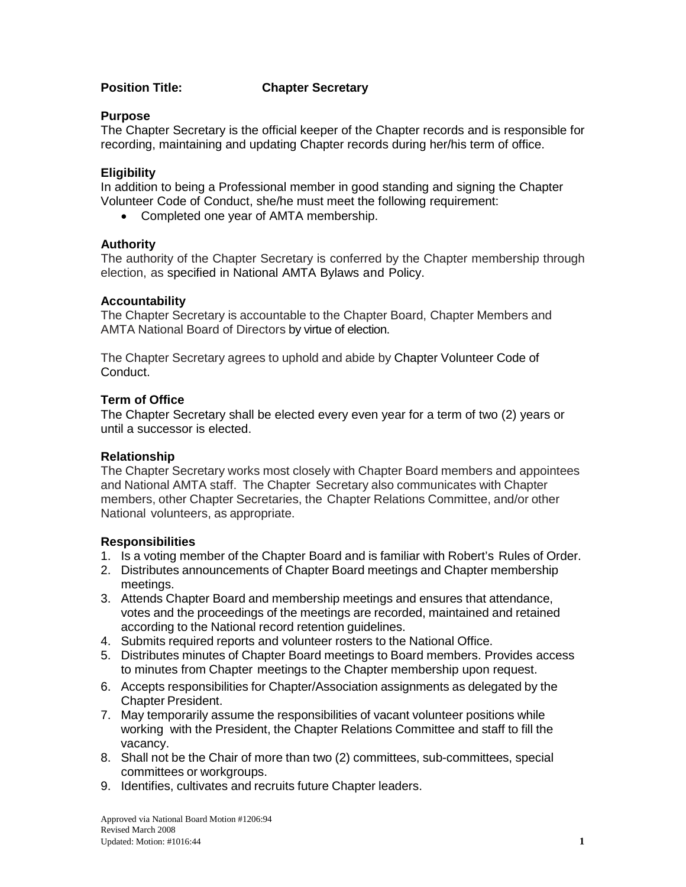**Position Title:** **Chapter Secretary**

### Purpose

The Chapter Secretary is the official keeper of the Chapter records and is responsible for recording, maintaining and updating Chapter records during her/his term of office.

### Eligibility

In addition to being a Professional member in good standing and signing the Chapter Volunteer Code of Conduct, she/he must meet the following requirement:

- Completed one year of AMTA membership.

### Authority

The authority of the Chapter Secretary is conferred by the Chapter membership through election, as specified in National AMTA Bylaws and Policy.

### Accountability

The Chapter Secretary is accountable to the Chapter Board, Chapter Members and AMTA National Board of Directors by virtue of election.

The Chapter Secretary agrees to uphold and abide by Chapter Volunteer Code of Conduct.

### Term of Office

The Chapter Secretary shall be elected every even year for a term of two (2) years or until a successor is elected.

### Relationship

The Chapter Secretary works most closely with Chapter Board members and appointees and National AMTA staff. The Chapter Secretary also communicates with Chapter members, other Chapter Secretaries, the Chapter Relations Committee, and/or other National volunteers, as appropriate.

### Responsibilities

1. Is a voting member of the Chapter Board and is familiar with Robert's Rules of Order.
2. Distributes announcements of Chapter Board meetings and Chapter membership meetings.
3. Attends Chapter Board and membership meetings and ensures that attendance, votes and the proceedings of the meetings are recorded, maintained and retained according to the National record retention guidelines.
4. Submits required reports and volunteer rosters to the National Office.
5. Distributes minutes of Chapter Board meetings to Board members. Provides access to minutes from Chapter meetings to the Chapter membership upon request.
6. Accepts responsibilities for Chapter/Association assignments as delegated by the Chapter President.
7. May temporarily assume the responsibilities of vacant volunteer positions while working with the President, the Chapter Relations Committee and staff to fill the vacancy.
8. Shall not be the Chair of more than two (2) committees, sub-committees, special committees or workgroups.
9. Identifies, cultivates and recruits future Chapter leaders.

Approved via National Board Motion #1206:94
Revised March 2008
Updated: Motion: #1016:44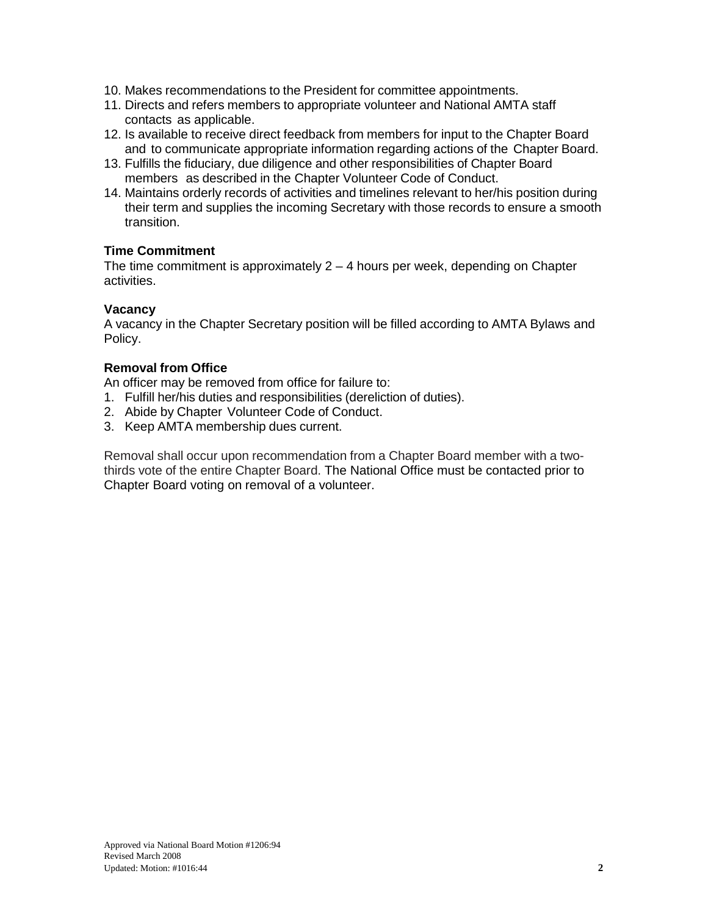10. Makes recommendations to the President for committee appointments.
11. Directs and refers members to appropriate volunteer and National AMTA staff contacts as applicable.
12. Is available to receive direct feedback from members for input to the Chapter Board and to communicate appropriate information regarding actions of the Chapter Board.
13. Fulfills the fiduciary, due diligence and other responsibilities of Chapter Board members as described in the Chapter Volunteer Code of Conduct.
14. Maintains orderly records of activities and timelines relevant to her/his position during their term and supplies the incoming Secretary with those records to ensure a smooth transition.

**Time Commitment**

The time commitment is approximately 2 – 4 hours per week, depending on Chapter activities.

**Vacancy**

A vacancy in the Chapter Secretary position will be filled according to AMTA Bylaws and Policy.

**Removal from Office**

An officer may be removed from office for failure to:

1. Fulfill her/his duties and responsibilities (dereliction of duties).
2. Abide by Chapter Volunteer Code of Conduct.
3. Keep AMTA membership dues current.

Removal shall occur upon recommendation from a Chapter Board member with a two-thirds vote of the entire Chapter Board. The National Office must be contacted prior to Chapter Board voting on removal of a volunteer.

Approved via National Board Motion #1206:94
Revised March 2008
Updated: Motion: #1016:44